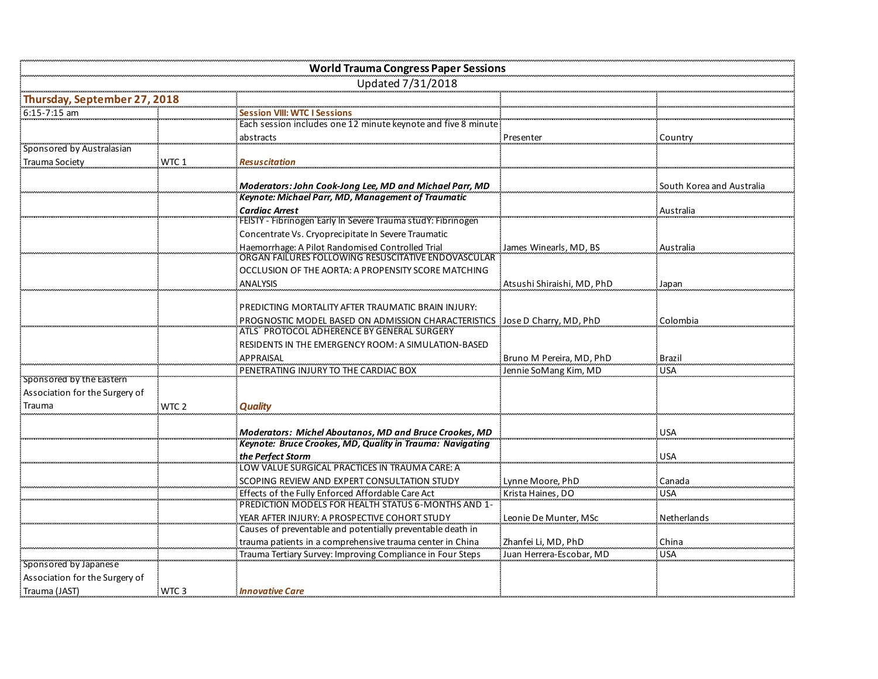| World Trauma Congress Paper Sessions | | | | |
|---|---|---|---|---|
| Updated 7/31/2018 | | | | |
| **Thursday, September 27, 2018** | | | | |
| 6:15-7:15 am | | **Session VIII: WTC I Sessions** | | |
| | | Each session includes one 12 minute keynote and five 8 minute abstracts | Presenter | Country |
| Sponsored by Australasian Trauma Society | WTC 1 | ***Resuscitation*** | | |
| | | ***Moderators: John Cook-Jong Lee, MD and Michael Parr, MD*** | | South Korea and Australia |
| | | ***Keynote: Michael Parr, MD, Management of Traumatic Cardiac Arrest*** | | Australia |
| | | FEISTY - Fibrinogen Early In Severe Trauma studY: Fibrinogen Concentrate Vs. Cryoprecipitate In Severe Traumatic Haemorrhage: A Pilot Randomised Controlled Trial | James Winearls, MD, BS | Australia |
| | | ORGAN FAILURES FOLLOWING RESUSCITATIVE ENDOVASCULAR OCCLUSION OF THE AORTA: A PROPENSITY SCORE MATCHING ANALYSIS | Atsushi Shiraishi, MD, PhD | Japan |
| | | PREDICTING MORTALITY AFTER TRAUMATIC BRAIN INJURY: PROGNOSTIC MODEL BASED ON ADMISSION CHARACTERISTICS | Jose D Charry, MD, PhD | Colombia |
| | | ATLS PROTOCOL ADHERENCE BY GENERAL SURGERY RESIDENTS IN THE EMERGENCY ROOM: A SIMULATION-BASED APPRAISAL | Bruno M Pereira, MD, PhD | Brazil |
| | | PENETRATING INJURY TO THE CARDIAC BOX | Jennie SoMang Kim, MD | USA |
| Sponsored by the Eastern Association for the Surgery of Trauma | WTC 2 | ***Quality*** | | |
| | | ***Moderators: Michel Aboutanos, MD and Bruce Crookes, MD*** | | USA |
| | | ***Keynote: Bruce Crookes, MD, Quality in Trauma: Navigating the Perfect Storm*** | | USA |
| | | LOW VALUE SURGICAL PRACTICES IN TRAUMA CARE: A SCOPING REVIEW AND EXPERT CONSULTATION STUDY | Lynne Moore, PhD | Canada |
| | | Effects of the Fully Enforced Affordable Care Act | Krista Haines, DO | USA |
| | | PREDICTION MODELS FOR HEALTH STATUS 6-MONTHS AND 1-YEAR AFTER INJURY: A PROSPECTIVE COHORT STUDY | Leonie De Munter, MSc | Netherlands |
| | | Causes of preventable and potentially preventable death in trauma patients in a comprehensive trauma center in China | Zhanfei Li, MD, PhD | China |
| | | Trauma Tertiary Survey: Improving Compliance in Four Steps | Juan Herrera-Escobar, MD | USA |
| Sponsored by Japanese Association for the Surgery of Trauma (JAST) | WTC 3 | ***Innovative Care*** | | |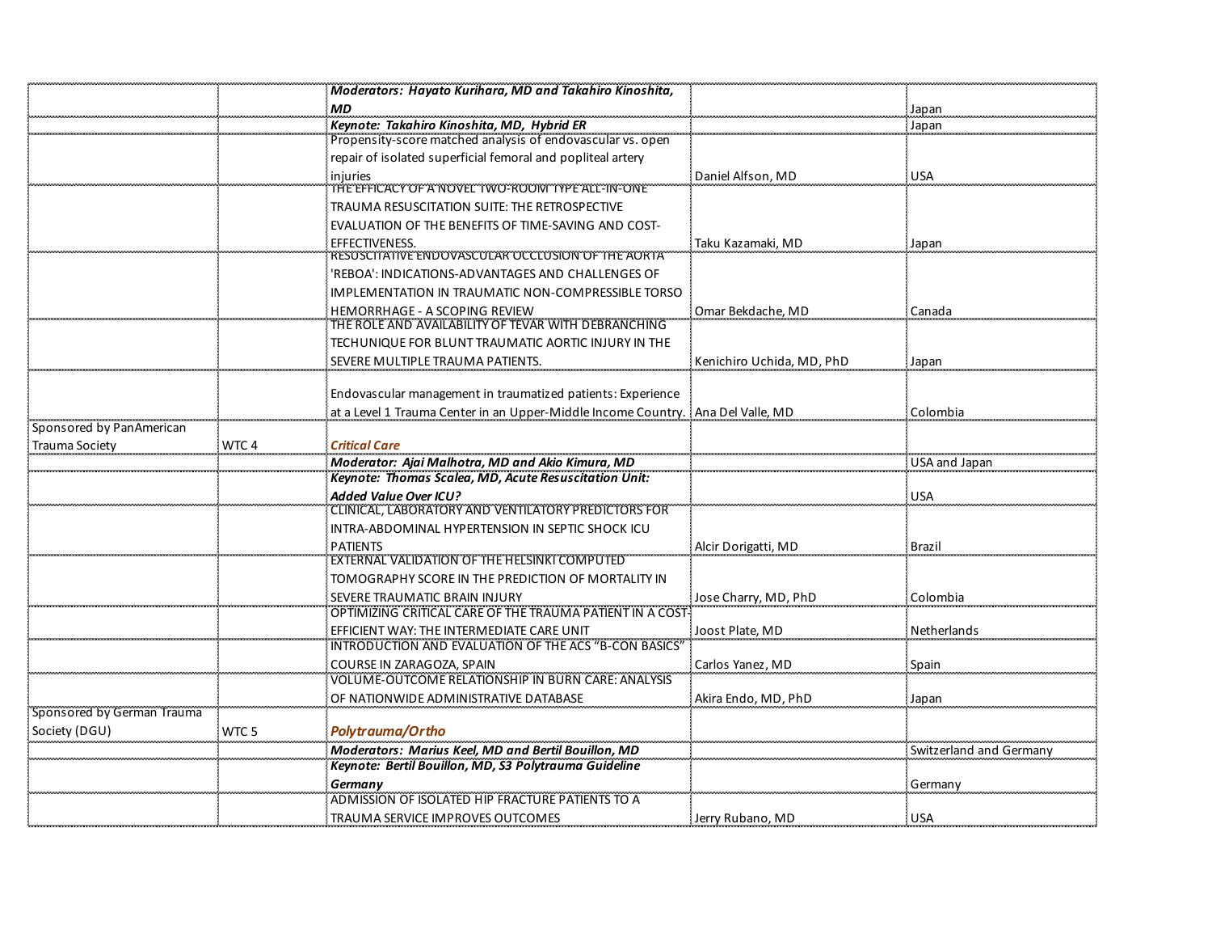| | | | | |
|---|---|---|---|---|
| | | ***Moderators: Hayato Kurihara, MD and Takahiro Kinoshita, MD*** | | Japan |
| | | ***Keynote: Takahiro Kinoshita, MD, Hybrid ER*** | | Japan |
| | | Propensity-score matched analysis of endovascular vs. open repair of isolated superficial femoral and popliteal artery injuries | Daniel Alfson, MD | USA |
| | | THE EFFICACY OF A NOVEL TWO-ROOM TYPE ALL-IN-ONE TRAUMA RESUSCITATION SUITE: THE RETROSPECTIVE EVALUATION OF THE BENEFITS OF TIME-SAVING AND COST-EFFECTIVENESS. | Taku Kazamaki, MD | Japan |
| | | RESUSCITATIVE ENDOVASCULAR OCCLUSION OF THE AORTA 'REBOA': INDICATIONS-ADVANTAGES AND CHALLENGES OF IMPLEMENTATION IN TRAUMATIC NON-COMPRESSIBLE TORSO HEMORRHAGE - A SCOPING REVIEW | Omar Bekdache, MD | Canada |
| | | THE ROLE AND AVAILABILITY OF TEVAR WITH DEBRANCHING TECHUNIQUE FOR BLUNT TRAUMATIC AORTIC INJURY IN THE SEVERE MULTIPLE TRAUMA PATIENTS. | Kenichiro Uchida, MD, PhD | Japan |
| | | Endovascular management in traumatized patients: Experience at a Level 1 Trauma Center in an Upper-Middle Income Country. | Ana Del Valle, MD | Colombia |
| Sponsored by PanAmerican Trauma Society | WTC 4 | ***Critical Care*** | | |
| | | ***Moderator: Ajai Malhotra, MD and Akio Kimura, MD*** | | USA and Japan |
| | | ***Keynote: Thomas Scalea, MD, Acute Resuscitation Unit: Added Value Over ICU?*** | | USA |
| | | CLINICAL, LABORATORY AND VENTILATORY PREDICTORS FOR INTRA-ABDOMINAL HYPERTENSION IN SEPTIC SHOCK ICU PATIENTS | Alcir Dorigatti, MD | Brazil |
| | | EXTERNAL VALIDATION OF THE HELSINKI COMPUTED TOMOGRAPHY SCORE IN THE PREDICTION OF MORTALITY IN SEVERE TRAUMATIC BRAIN INJURY | Jose Charry, MD, PhD | Colombia |
| | | OPTIMIZING CRITICAL CARE OF THE TRAUMA PATIENT IN A COST-EFFICIENT WAY: THE INTERMEDIATE CARE UNIT | Joost Plate, MD | Netherlands |
| | | INTRODUCTION AND EVALUATION OF THE ACS "B-CON BASICS" COURSE IN ZARAGOZA, SPAIN | Carlos Yanez, MD | Spain |
| | | VOLUME-OUTCOME RELATIONSHIP IN BURN CARE: ANALYSIS OF NATIONWIDE ADMINISTRATIVE DATABASE | Akira Endo, MD, PhD | Japan |
| Sponsored by German Trauma Society (DGU) | WTC 5 | ***Polytrauma/Ortho*** | | |
| | | ***Moderators: Marius Keel, MD and Bertil Bouillon, MD*** | | Switzerland and Germany |
| | | ***Keynote: Bertil Bouillon, MD, S3 Polytrauma Guideline Germany*** | | Germany |
| | | ADMISSION OF ISOLATED HIP FRACTURE PATIENTS TO A TRAUMA SERVICE IMPROVES OUTCOMES | Jerry Rubano, MD | USA |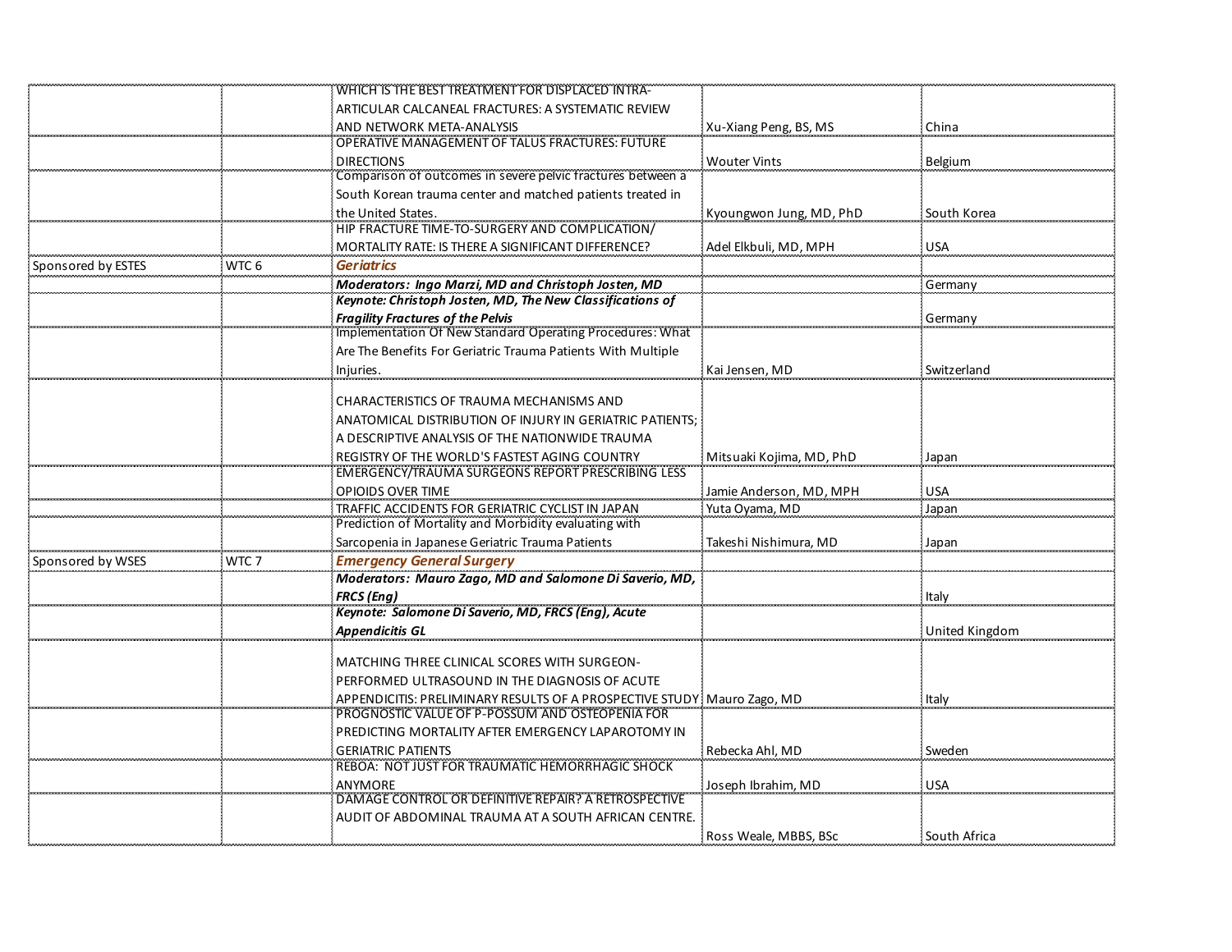| | | | | |
|---|---|---|---|---|
| | | WHICH IS THE BEST TREATMENT FOR DISPLACED INTRA-ARTICULAR CALCANEAL FRACTURES: A SYSTEMATIC REVIEW AND NETWORK META-ANALYSIS | Xu-Xiang Peng, BS, MS | China |
| | | OPERATIVE MANAGEMENT OF TALUS FRACTURES: FUTURE DIRECTIONS | Wouter Vints | Belgium |
| | | Comparison of outcomes in severe pelvic fractures between a South Korean trauma center and matched patients treated in the United States. | Kyoungwon Jung, MD, PhD | South Korea |
| | | HIP FRACTURE TIME-TO-SURGERY AND COMPLICATION/ MORTALITY RATE: IS THERE A SIGNIFICANT DIFFERENCE? | Adel Elkbuli, MD, MPH | USA |
| Sponsored by ESTES | WTC 6 | ***Geriatrics*** | | |
| | | ***Moderators: Ingo Marzi, MD and Christoph Josten, MD*** | | Germany |
| | | ***Keynote: Christoph Josten, MD, The New Classifications of Fragility Fractures of the Pelvis*** | | Germany |
| | | Implementation Of New Standard Operating Procedures: What Are The Benefits For Geriatric Trauma Patients With Multiple Injuries. | Kai Jensen, MD | Switzerland |
| | | CHARACTERISTICS OF TRAUMA MECHANISMS AND ANATOMICAL DISTRIBUTION OF INJURY IN GERIATRIC PATIENTS; A DESCRIPTIVE ANALYSIS OF THE NATIONWIDE TRAUMA REGISTRY OF THE WORLD'S FASTEST AGING COUNTRY | Mitsuaki Kojima, MD, PhD | Japan |
| | | EMERGENCY/TRAUMA SURGEONS REPORT PRESCRIBING LESS OPIOIDS OVER TIME | Jamie Anderson, MD, MPH | USA |
| | | TRAFFIC ACCIDENTS FOR GERIATRIC CYCLIST IN JAPAN | Yuta Oyama, MD | Japan |
| | | Prediction of Mortality and Morbidity evaluating with Sarcopenia in Japanese Geriatric Trauma Patients | Takeshi Nishimura, MD | Japan |
| Sponsored by WSES | WTC 7 | ***Emergency General Surgery*** | | |
| | | ***Moderators: Mauro Zago, MD and Salomone Di Saverio, MD, FRCS (Eng)*** | | Italy |
| | | ***Keynote: Salomone Di Saverio, MD, FRCS (Eng), Acute Appendicitis GL*** | | United Kingdom |
| | | MATCHING THREE CLINICAL SCORES WITH SURGEON-PERFORMED ULTRASOUND IN THE DIAGNOSIS OF ACUTE APPENDICITIS: PRELIMINARY RESULTS OF A PROSPECTIVE STUDY | Mauro Zago, MD | Italy |
| | | PROGNOSTIC VALUE OF P-POSSUM AND OSTEOPENIA FOR PREDICTING MORTALITY AFTER EMERGENCY LAPAROTOMY IN GERIATRIC PATIENTS | Rebecka Ahl, MD | Sweden |
| | | REBOA: NOT JUST FOR TRAUMATIC HEMORRHAGIC SHOCK ANYMORE | Joseph Ibrahim, MD | USA |
| | | DAMAGE CONTROL OR DEFINITIVE REPAIR? A RETROSPECTIVE AUDIT OF ABDOMINAL TRAUMA AT A SOUTH AFRICAN CENTRE. | Ross Weale, MBBS, BSc | South Africa |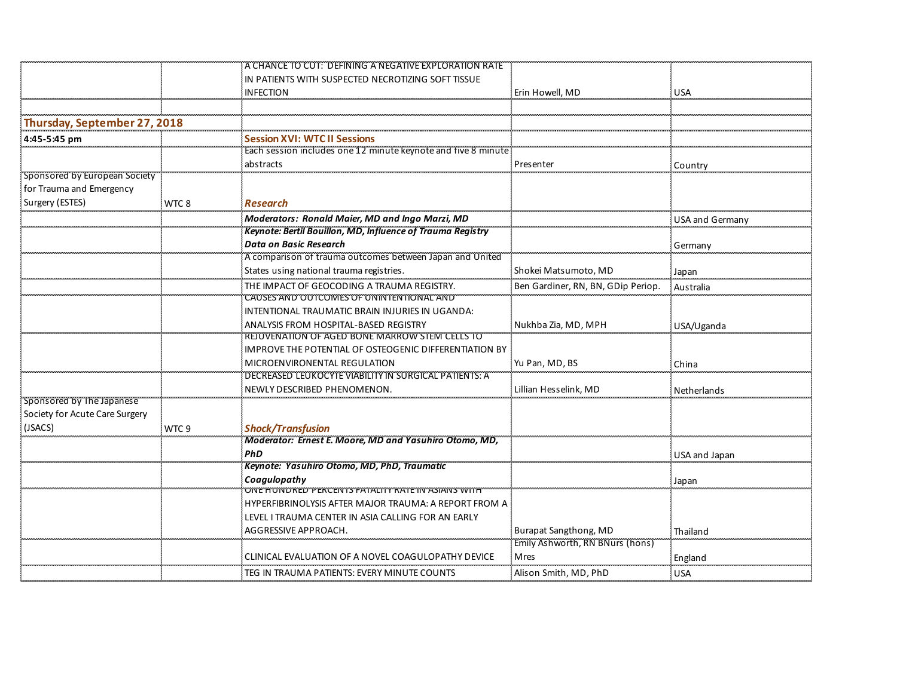| | | | | |
|---|---|---|---|---|
| | | A CHANCE TO CUT: DEFINING A NEGATIVE EXPLORATION RATE IN PATIENTS WITH SUSPECTED NECROTIZING SOFT TISSUE INFECTION | Erin Howell, MD | USA |
| | | | | |
| **Thursday, September 27, 2018** | | | | |
| **4:45-5:45 pm** | | **Session XVI: WTC II Sessions** | | |
| | | Each session includes one 12 minute keynote and five 8 minute abstracts | Presenter | Country |
| Sponsored by European Society for Trauma and Emergency Surgery (ESTES) | WTC 8 | ***Research*** | | |
| | | ***Moderators: Ronald Maier, MD and Ingo Marzi, MD*** | | USA and Germany |
| | | ***Keynote: Bertil Bouillon, MD, Influence of Trauma Registry Data on Basic Research*** | | Germany |
| | | A comparison of trauma outcomes between Japan and United States using national trauma registries. | Shokei Matsumoto, MD | Japan |
| | | THE IMPACT OF GEOCODING A TRAUMA REGISTRY. | Ben Gardiner, RN, BN, GDip Periop. | Australia |
| | | CAUSES AND OUTCOMES OF UNINTENTIONAL AND INTENTIONAL TRAUMATIC BRAIN INJURIES IN UGANDA: ANALYSIS FROM HOSPITAL-BASED REGISTRY | Nukhba Zia, MD, MPH | USA/Uganda |
| | | REJUVENATION OF AGED BONE MARROW STEM CELLS TO IMPROVE THE POTENTIAL OF OSTEOGENIC DIFFERENTIATION BY MICROENVIRONENTAL REGULATION | Yu Pan, MD, BS | China |
| | | DECREASED LEUKOCYTE VIABILITY IN SURGICAL PATIENTS: A NEWLY DESCRIBED PHENOMENON. | Lillian Hesselink, MD | Netherlands |
| Sponsored by The Japanese Society for Acute Care Surgery (JSACS) | WTC 9 | ***Shock/Transfusion*** | | |
| | | ***Moderator: Ernest E. Moore, MD and Yasuhiro Otomo, MD, PhD*** | | USA and Japan |
| | | ***Keynote: Yasuhiro Otomo, MD, PhD, Traumatic Coagulopathy*** | | Japan |
| | | ONE HUNDRED PERCENTS FATALITY RATE IN ASIANS WITH HYPERFIBRINOLYSIS AFTER MAJOR TRAUMA: A REPORT FROM A LEVEL I TRAUMA CENTER IN ASIA CALLING FOR AN EARLY AGGRESSIVE APPROACH. | Burapat Sangthong, MD | Thailand |
| | | CLINICAL EVALUATION OF A NOVEL COAGULOPATHY DEVICE | Emily Ashworth, RN BNurs (hons) Mres | England |
| | | TEG IN TRAUMA PATIENTS: EVERY MINUTE COUNTS | Alison Smith, MD, PhD | USA |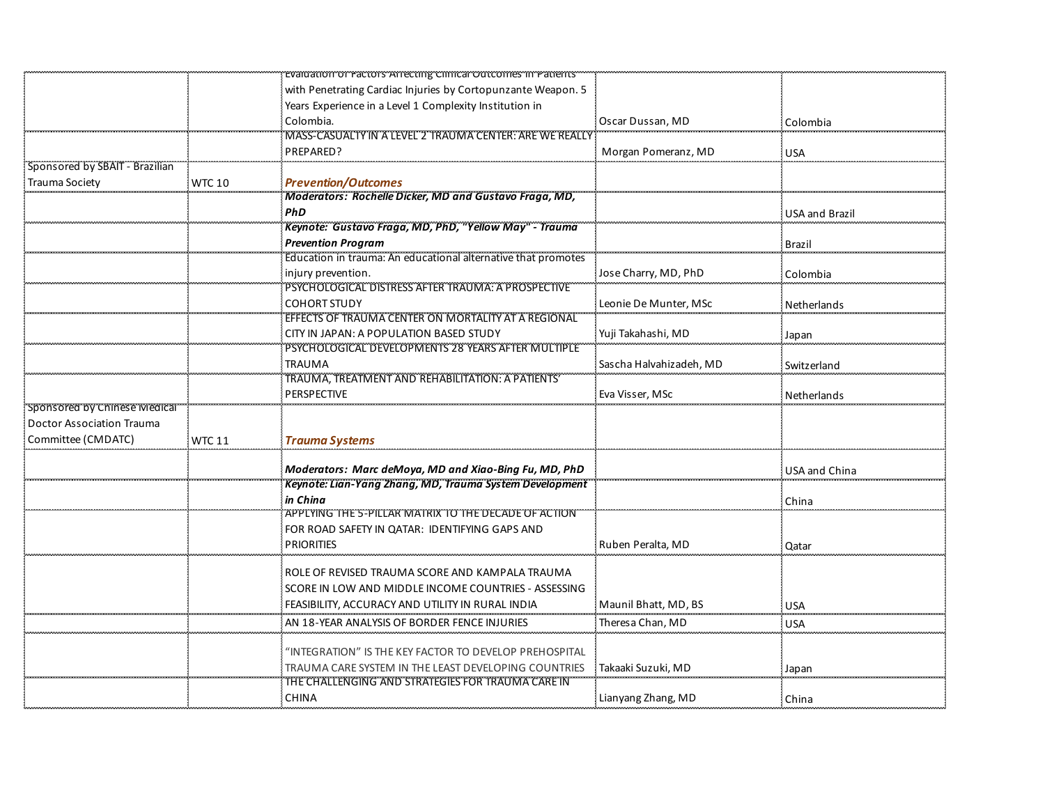| | | | | |
|---|---|---|---|---|
| | | Evaluation of Factors Affecting Clinical Outcomes in Patients with Penetrating Cardiac Injuries by Cortopunzante Weapon. 5 Years Experience in a Level 1 Complexity Institution in Colombia. | Oscar Dussan, MD | Colombia |
| | | MASS-CASUALTY IN A LEVEL 2 TRAUMA CENTER: ARE WE REALLY PREPARED? | Morgan Pomeranz, MD | USA |
| Sponsored by SBAIT - Brazilian Trauma Society | WTC 10 | ***Prevention/Outcomes*** | | |
| | | ***Moderators: Rochelle Dicker, MD and Gustavo Fraga, MD, PhD*** | | USA and Brazil |
| | | ***Keynote: Gustavo Fraga, MD, PhD, "Yellow May" - Trauma Prevention Program*** | | Brazil |
| | | Education in trauma: An educational alternative that promotes injury prevention. | Jose Charry, MD, PhD | Colombia |
| | | PSYCHOLOGICAL DISTRESS AFTER TRAUMA: A PROSPECTIVE COHORT STUDY | Leonie De Munter, MSc | Netherlands |
| | | EFFECTS OF TRAUMA CENTER ON MORTALITY AT A REGIONAL CITY IN JAPAN: A POPULATION BASED STUDY | Yuji Takahashi, MD | Japan |
| | | PSYCHOLOGICAL DEVELOPMENTS 28 YEARS AFTER MULTIPLE TRAUMA | Sascha Halvahizadeh, MD | Switzerland |
| | | TRAUMA, TREATMENT AND REHABILITATION: A PATIENTS' PERSPECTIVE | Eva Visser, MSc | Netherlands |
| Sponsored by Chinese Medical Doctor Association Trauma Committee (CMDATC) | WTC 11 | ***Trauma Systems*** | | |
| | | ***Moderators: Marc deMoya, MD and Xiao-Bing Fu, MD, PhD*** | | USA and China |
| | | ***Keynote: Lian-Yang Zhang, MD, Trauma System Development in China*** | | China |
| | | APPLYING THE 5-PILLAR MATRIX TO THE DECADE OF ACTION FOR ROAD SAFETY IN QATAR: IDENTIFYING GAPS AND PRIORITIES | Ruben Peralta, MD | Qatar |
| | | ROLE OF REVISED TRAUMA SCORE AND KAMPALA TRAUMA SCORE IN LOW AND MIDDLE INCOME COUNTRIES - ASSESSING FEASIBILITY, ACCURACY AND UTILITY IN RURAL INDIA | Maunil Bhatt, MD, BS | USA |
| | | AN 18-YEAR ANALYSIS OF BORDER FENCE INJURIES | Theresa Chan, MD | USA |
| | | "INTEGRATION" IS THE KEY FACTOR TO DEVELOP PREHOSPITAL TRAUMA CARE SYSTEM IN THE LEAST DEVELOPING COUNTRIES | Takaaki Suzuki, MD | Japan |
| | | THE CHALLENGING AND STRATEGIES FOR TRAUMA CARE IN CHINA | Lianyang Zhang, MD | China |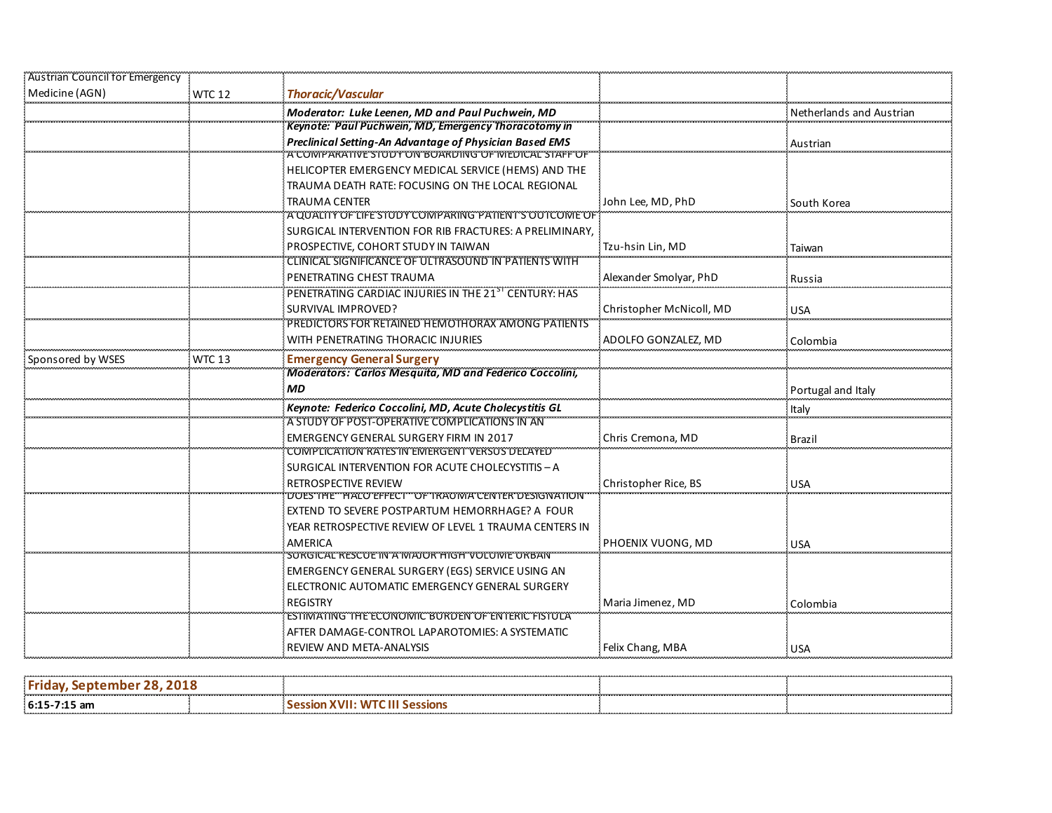| | | | | |
|---|---|---|---|---|
| Austrian Council for Emergency Medicine (AGN) | WTC 12 | ***Thoracic/Vascular*** | | |
| | | ***Moderator: Luke Leenen, MD and Paul Puchwein, MD*** | | Netherlands and Austrian |
| | | ***Keynote: Paul Puchwein, MD, Emergency Thoracotomy in Preclinical Setting-An Advantage of Physician Based EMS*** | | Austrian |
| | | A COMPARATIVE STUDY ON BOARDING OF MEDICAL STAFF OF HELICOPTER EMERGENCY MEDICAL SERVICE (HEMS) AND THE TRAUMA DEATH RATE: FOCUSING ON THE LOCAL REGIONAL TRAUMA CENTER | John Lee, MD, PhD | South Korea |
| | | A QUALITY OF LIFE STUDY COMPARING PATIENT'S OUTCOME OF SURGICAL INTERVENTION FOR RIB FRACTURES: A PRELIMINARY, PROSPECTIVE, COHORT STUDY IN TAIWAN | Tzu-hsin Lin, MD | Taiwan |
| | | CLINICAL SIGNIFICANCE OF ULTRASOUND IN PATIENTS WITH PENETRATING CHEST TRAUMA | Alexander Smolyar, PhD | Russia |
| | | PENETRATING CARDIAC INJURIES IN THE 21ST CENTURY: HAS SURVIVAL IMPROVED? | Christopher McNicoll, MD | USA |
| | | PREDICTORS FOR RETAINED HEMOTHORAX AMONG PATIENTS WITH PENETRATING THORACIC INJURIES | ADOLFO GONZALEZ, MD | Colombia |
| Sponsored by WSES | WTC 13 | **Emergency General Surgery** | | |
| | | ***Moderators: Carlos Mesquita, MD and Federico Coccolini, MD*** | | Portugal and Italy |
| | | ***Keynote: Federico Coccolini, MD, Acute Cholecystitis GL*** | | Italy |
| | | A STUDY OF POST-OPERATIVE COMPLICATIONS IN AN EMERGENCY GENERAL SURGERY FIRM IN 2017 | Chris Cremona, MD | Brazil |
| | | COMPLICATION RATES IN EMERGENT VERSUS DELAYED SURGICAL INTERVENTION FOR ACUTE CHOLECYSTITIS – A RETROSPECTIVE REVIEW | Christopher Rice, BS | USA |
| | | DOES THE "HALO EFFECT" OF TRAUMA CENTER DESIGNATION EXTEND TO SEVERE POSTPARTUM HEMORRHAGE? A FOUR YEAR RETROSPECTIVE REVIEW OF LEVEL 1 TRAUMA CENTERS IN AMERICA | PHOENIX VUONG, MD | USA |
| | | SURGICAL RESCUE IN A MAJOR HIGH VOLUME URBAN EMERGENCY GENERAL SURGERY (EGS) SERVICE USING AN ELECTRONIC AUTOMATIC EMERGENCY GENERAL SURGERY REGISTRY | Maria Jimenez, MD | Colombia |
| | | ESTIMATING THE ECONOMIC BURDEN OF ENTERIC FISTULA AFTER DAMAGE-CONTROL LAPAROTOMIES: A SYSTEMATIC REVIEW AND META-ANALYSIS | Felix Chang, MBA | USA |

| | | | | |
|---|---|---|---|---|
| **Friday, September 28, 2018** | | | | |
| **6:15-7:15 am** | | **Session XVII: WTC III Sessions** | | |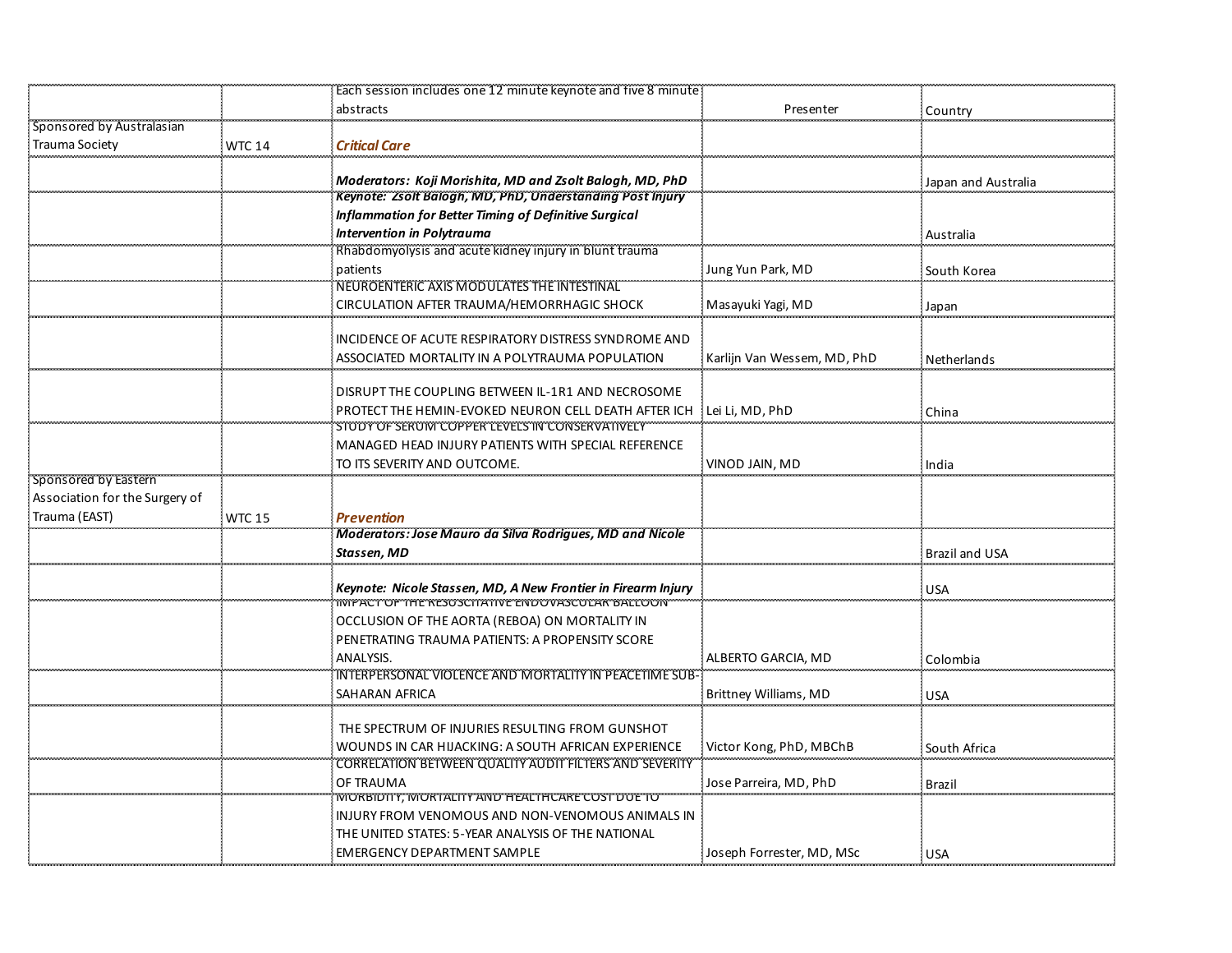| | | Each session includes one 12 minute keynote and five 8 minute abstracts | Presenter | Country |
|---|---|---|---|---|
| Sponsored by Australasian Trauma Society | WTC 14 | ***Critical Care*** | | |
| | | ***Moderators: Koji Morishita, MD and Zsolt Balogh, MD, PhD*** | | Japan and Australia |
| | | ***Keynote: Zsolt Balogh, MD, PhD, Understanding Post Injury Inflammation for Better Timing of Definitive Surgical Intervention in Polytrauma*** | | Australia |
| | | Rhabdomyolysis and acute kidney injury in blunt trauma patients | Jung Yun Park, MD | South Korea |
| | | NEUROENTERIC AXIS MODULATES THE INTESTINAL CIRCULATION AFTER TRAUMA/HEMORRHAGIC SHOCK | Masayuki Yagi, MD | Japan |
| | | INCIDENCE OF ACUTE RESPIRATORY DISTRESS SYNDROME AND ASSOCIATED MORTALITY IN A POLYTRAUMA POPULATION | Karlijn Van Wessem, MD, PhD | Netherlands |
| | | DISRUPT THE COUPLING BETWEEN IL-1R1 AND NECROSOME PROTECT THE HEMIN-EVOKED NEURON CELL DEATH AFTER ICH | Lei Li, MD, PhD | China |
| | | STUDY OF SERUM COPPER LEVELS IN CONSERVATIVELY MANAGED HEAD INJURY PATIENTS WITH SPECIAL REFERENCE TO ITS SEVERITY AND OUTCOME. | VINOD JAIN, MD | India |
| Sponsored by Eastern Association for the Surgery of Trauma (EAST) | WTC 15 | ***Prevention*** | | |
| | | ***Moderators: Jose Mauro da Silva Rodrigues, MD and Nicole Stassen, MD*** | | Brazil and USA |
| | | ***Keynote: Nicole Stassen, MD, A New Frontier in Firearm Injury*** | | USA |
| | | IMPACT OF THE RESUSCITATIVE ENDOVASCULAR BALLOON OCCLUSION OF THE AORTA (REBOA) ON MORTALITY IN PENETRATING TRAUMA PATIENTS: A PROPENSITY SCORE ANALYSIS. | ALBERTO GARCIA, MD | Colombia |
| | | INTERPERSONAL VIOLENCE AND MORTALITY IN PEACETIME SUB-SAHARAN AFRICA | Brittney Williams, MD | USA |
| | | THE SPECTRUM OF INJURIES RESULTING FROM GUNSHOT WOUNDS IN CAR HIJACKING: A SOUTH AFRICAN EXPERIENCE | Victor Kong, PhD, MBChB | South Africa |
| | | CORRELATION BETWEEN QUALITY AUDIT FILTERS AND SEVERITY OF TRAUMA | Jose Parreira, MD, PhD | Brazil |
| | | MORBIDITY, MORTALITY AND HEALTHCARE COST DUE TO INJURY FROM VENOMOUS AND NON-VENOMOUS ANIMALS IN THE UNITED STATES: 5-YEAR ANALYSIS OF THE NATIONAL EMERGENCY DEPARTMENT SAMPLE | Joseph Forrester, MD, MSc | USA |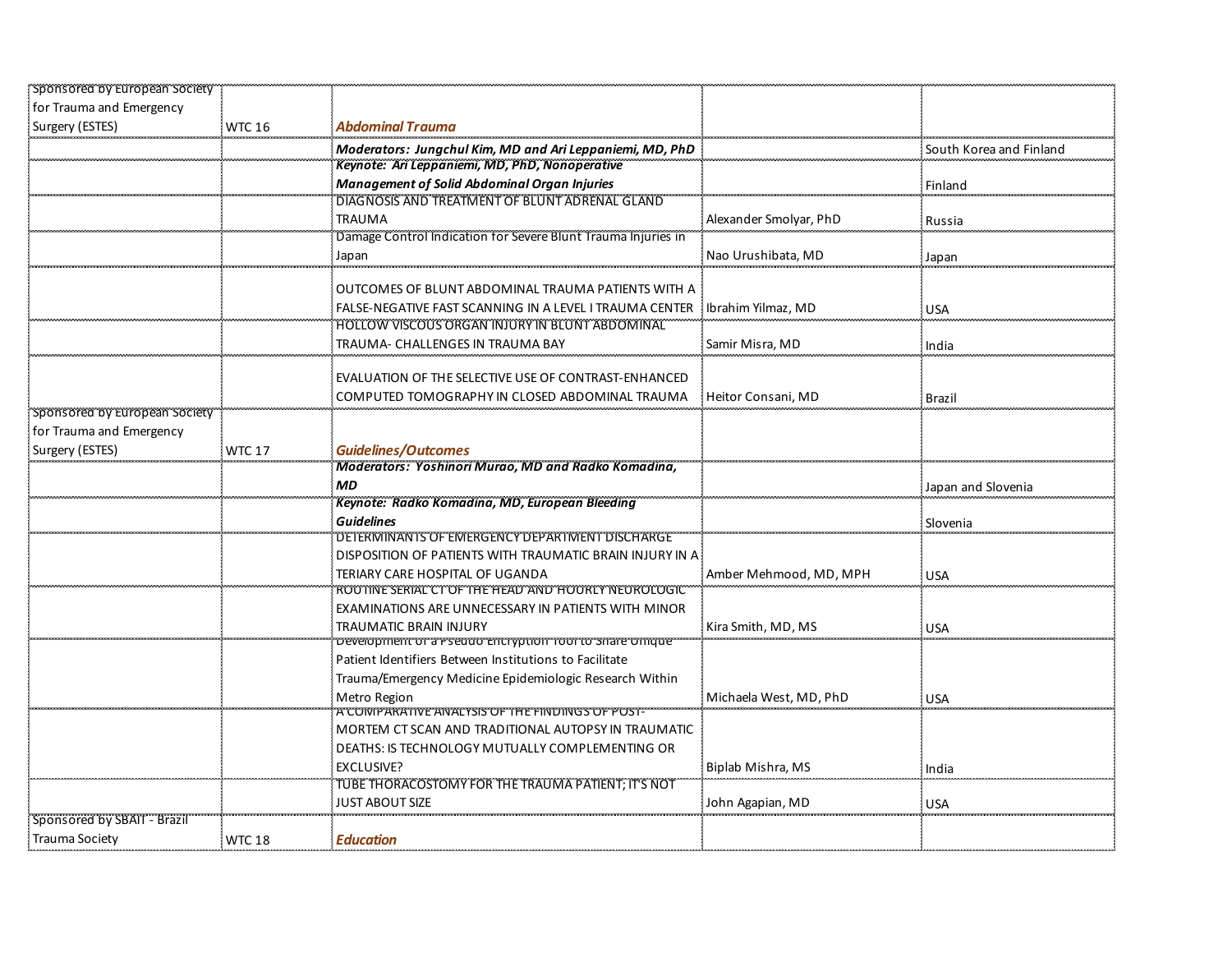| | | | | |
|---|---|---|---|---|
| Sponsored by European Society for Trauma and Emergency Surgery (ESTES) | WTC 16 | ***Abdominal Trauma*** | | |
| | | ***Moderators: Jungchul Kim, MD and Ari Leppaniemi, MD, PhD*** | | South Korea and Finland |
| | | ***Keynote: Ari Leppaniemi, MD, PhD, Nonoperative Management of Solid Abdominal Organ Injuries*** | | Finland |
| | | DIAGNOSIS AND TREATMENT OF BLUNT ADRENAL GLAND TRAUMA | Alexander Smolyar, PhD | Russia |
| | | Damage Control Indication for Severe Blunt Trauma Injuries in Japan | Nao Urushibata, MD | Japan |
| | | OUTCOMES OF BLUNT ABDOMINAL TRAUMA PATIENTS WITH A FALSE-NEGATIVE FAST SCANNING IN A LEVEL I TRAUMA CENTER | Ibrahim Yilmaz, MD | USA |
| | | HOLLOW VISCOUS ORGAN INJURY IN BLUNT ABDOMINAL TRAUMA- CHALLENGES IN TRAUMA BAY | Samir Misra, MD | India |
| | | EVALUATION OF THE SELECTIVE USE OF CONTRAST-ENHANCED COMPUTED TOMOGRAPHY IN CLOSED ABDOMINAL TRAUMA | Heitor Consani, MD | Brazil |
| Sponsored by European Society for Trauma and Emergency Surgery (ESTES) | WTC 17 | ***Guidelines/Outcomes*** | | |
| | | ***Moderators: Yoshinori Murao, MD and Radko Komadina, MD*** | | Japan and Slovenia |
| | | ***Keynote: Radko Komadina, MD, European Bleeding Guidelines*** | | Slovenia |
| | | DETERMINANTS OF EMERGENCY DEPARTMENT DISCHARGE DISPOSITION OF PATIENTS WITH TRAUMATIC BRAIN INJURY IN A TERIARY CARE HOSPITAL OF UGANDA | Amber Mehmood, MD, MPH | USA |
| | | ROUTINE SERIAL CT OF THE HEAD AND HOURLY NEUROLOGIC EXAMINATIONS ARE UNNECESSARY IN PATIENTS WITH MINOR TRAUMATIC BRAIN INJURY | Kira Smith, MD, MS | USA |
| | | Development of a Pseudo-Encryption Tool to Share Unique Patient Identifiers Between Institutions to Facilitate Trauma/Emergency Medicine Epidemiologic Research Within Metro Region | Michaela West, MD, PhD | USA |
| | | A COMPARATIVE ANALYSIS OF THE FINDINGS OF POST-MORTEM CT SCAN AND TRADITIONAL AUTOPSY IN TRAUMATIC DEATHS: IS TECHNOLOGY MUTUALLY COMPLEMENTING OR EXCLUSIVE? | Biplab Mishra, MS | India |
| | | TUBE THORACOSTOMY FOR THE TRAUMA PATIENT; IT'S NOT JUST ABOUT SIZE | John Agapian, MD | USA |
| Sponsored by SBAIT - Brazil Trauma Society | WTC 18 | ***Education*** | | |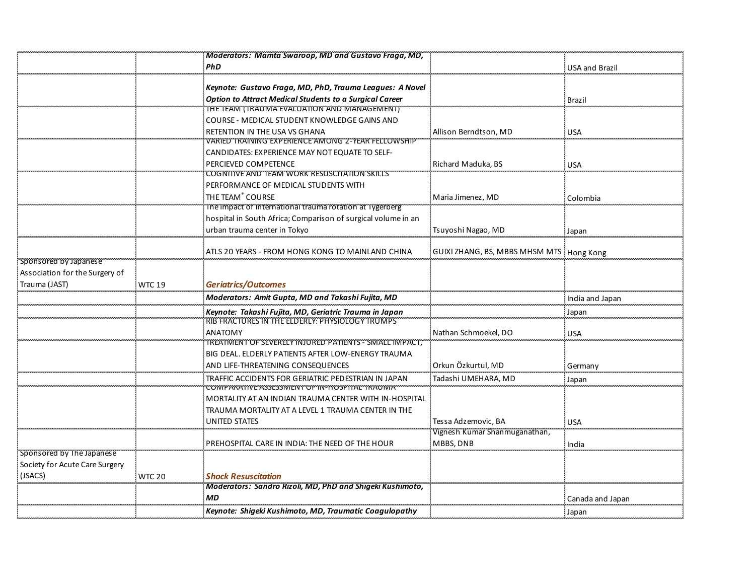| | | | | |
|---|---|---|---|---|
| | | ***Moderators: Mamta Swaroop, MD and Gustavo Fraga, MD, PhD*** | | USA and Brazil |
| | | ***Keynote: Gustavo Fraga, MD, PhD, Trauma Leagues: A Novel Option to Attract Medical Students to a Surgical Career*** | | Brazil |
| | | THE TEAM (TRAUMA EVALUATION AND MANAGEMENT) COURSE - MEDICAL STUDENT KNOWLEDGE GAINS AND RETENTION IN THE USA VS GHANA | Allison Berndtson, MD | USA |
| | | VARIED TRAINING EXPERIENCE AMONG 2-YEAR FELLOWSHIP CANDIDATES: EXPERIENCE MAY NOT EQUATE TO SELF-PERCIEVED COMPETENCE | Richard Maduka, BS | USA |
| | | COGNITIVE AND TEAM WORK RESUSCITATION SKILLS PERFORMANCE OF MEDICAL STUDENTS WITH THE TEAM® COURSE | Maria Jimenez, MD | Colombia |
| | | The impact of international trauma rotation at Tygerberg hospital in South Africa; Comparison of surgical volume in an urban trauma center in Tokyo | Tsuyoshi Nagao, MD | Japan |
| | | ATLS 20 YEARS - FROM HONG KONG TO MAINLAND CHINA | GUIXI ZHANG, BS, MBBS MHSM MTS | Hong Kong |
| Sponsored by Japanese Association for the Surgery of Trauma (JAST) | WTC 19 | ***Geriatrics/Outcomes*** | | |
| | | ***Moderators: Amit Gupta, MD and Takashi Fujita, MD*** | | India and Japan |
| | | ***Keynote: Takashi Fujita, MD, Geriatric Trauma in Japan*** | | Japan |
| | | RIB FRACTURES IN THE ELDERLY: PHYSIOLOGY TRUMPS ANATOMY | Nathan Schmoekel, DO | USA |
| | | TREATMENT OF SEVERELY INJURED PATIENTS - SMALL IMPACT, BIG DEAL. ELDERLY PATIENTS AFTER LOW-ENERGY TRAUMA AND LIFE-THREATENING CONSEQUENCES | Orkun Özkurtul, MD | Germany |
| | | TRAFFIC ACCIDENTS FOR GERIATRIC PEDESTRIAN IN JAPAN | Tadashi UMEHARA, MD | Japan |
| | | COMPARATIVE ASSESSMENT OF IN-HOSPITAL TRAUMA MORTALITY AT AN INDIAN TRAUMA CENTER WITH IN-HOSPITAL TRAUMA MORTALITY AT A LEVEL 1 TRAUMA CENTER IN THE UNITED STATES | Tessa Adzemovic, BA | USA |
| | | PREHOSPITAL CARE IN INDIA: THE NEED OF THE HOUR | Vignesh Kumar Shanmuganathan, MBBS, DNB | India |
| Sponsored by The Japanese Society for Acute Care Surgery (JSACS) | WTC 20 | ***Shock Resuscitation*** | | |
| | | ***Moderators: Sandro Rizoli, MD, PhD and Shigeki Kushimoto, MD*** | | Canada and Japan |
| | | ***Keynote: Shigeki Kushimoto, MD, Traumatic Coagulopathy*** | | Japan |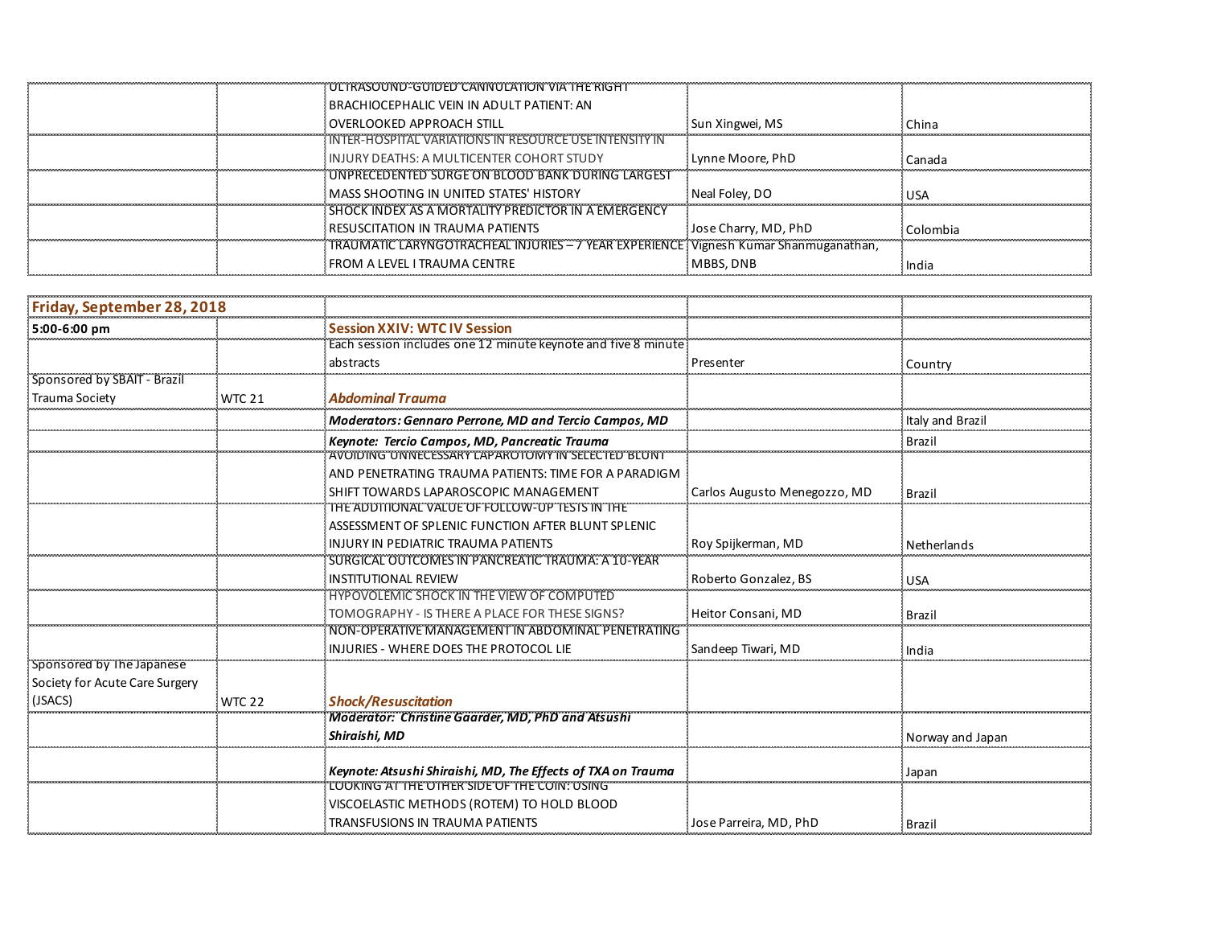| | | | | |
|---|---|---|---|---|
| | | ULTRASOUND-GUIDED CANNULATION VIA THE RIGHT BRACHIOCEPHALIC VEIN IN ADULT PATIENT: AN OVERLOOKED APPROACH STILL | Sun Xingwei, MS | China |
| | | INTER-HOSPITAL VARIATIONS IN RESOURCE USE INTENSITY IN INJURY DEATHS: A MULTICENTER COHORT STUDY | Lynne Moore, PhD | Canada |
| | | UNPRECEDENTED SURGE ON BLOOD BANK DURING LARGEST MASS SHOOTING IN UNITED STATES' HISTORY | Neal Foley, DO | USA |
| | | SHOCK INDEX AS A MORTALITY PREDICTOR IN A EMERGENCY RESUSCITATION IN TRAUMA PATIENTS | Jose Charry, MD, PhD | Colombia |
| | | TRAUMATIC LARYNGOTRACHEAL INJURIES – 7 YEAR EXPERIENCE FROM A LEVEL I TRAUMA CENTRE | Vignesh Kumar Shanmuganathan, MBBS, DNB | India |

| **Friday, September 28, 2018** | | | | |
|---|---|---|---|---|
| **5:00-6:00 pm** | | **Session XXIV: WTC IV Session** | | |
| | | Each session includes one 12 minute keynote and five 8 minute abstracts | Presenter | Country |
| Sponsored by SBAIT - Brazil Trauma Society | WTC 21 | ***Abdominal Trauma*** | | |
| | | ***Moderators: Gennaro Perrone, MD and Tercio Campos, MD*** | | Italy and Brazil |
| | | ***Keynote: Tercio Campos, MD, Pancreatic Trauma*** | | Brazil |
| | | AVOIDING UNNECESSARY LAPAROTOMY IN SELECTED BLUNT AND PENETRATING TRAUMA PATIENTS: TIME FOR A PARADIGM SHIFT TOWARDS LAPAROSCOPIC MANAGEMENT | Carlos Augusto Menegozzo, MD | Brazil |
| | | THE ADDITIONAL VALUE OF FOLLOW-UP TESTS IN THE ASSESSMENT OF SPLENIC FUNCTION AFTER BLUNT SPLENIC INJURY IN PEDIATRIC TRAUMA PATIENTS | Roy Spijkerman, MD | Netherlands |
| | | SURGICAL OUTCOMES IN PANCREATIC TRAUMA: A 10-YEAR INSTITUTIONAL REVIEW | Roberto Gonzalez, BS | USA |
| | | HYPOVOLEMIC SHOCK IN THE VIEW OF COMPUTED TOMOGRAPHY - IS THERE A PLACE FOR THESE SIGNS? | Heitor Consani, MD | Brazil |
| | | NON-OPERATIVE MANAGEMENT IN ABDOMINAL PENETRATING INJURIES - WHERE DOES THE PROTOCOL LIE | Sandeep Tiwari, MD | India |
| Sponsored by The Japanese Society for Acute Care Surgery (JSACS) | WTC 22 | ***Shock/Resuscitation*** | | |
| | | ***Moderator: Christine Gaarder, MD, PhD and Atsushi Shiraishi, MD*** | | Norway and Japan |
| | | ***Keynote: Atsushi Shiraishi, MD, The Effects of TXA on Trauma*** | | Japan |
| | | LOOKING AT THE OTHER SIDE OF THE COIN: USING VISCOELASTIC METHODS (ROTEM) TO HOLD BLOOD TRANSFUSIONS IN TRAUMA PATIENTS | Jose Parreira, MD, PhD | Brazil |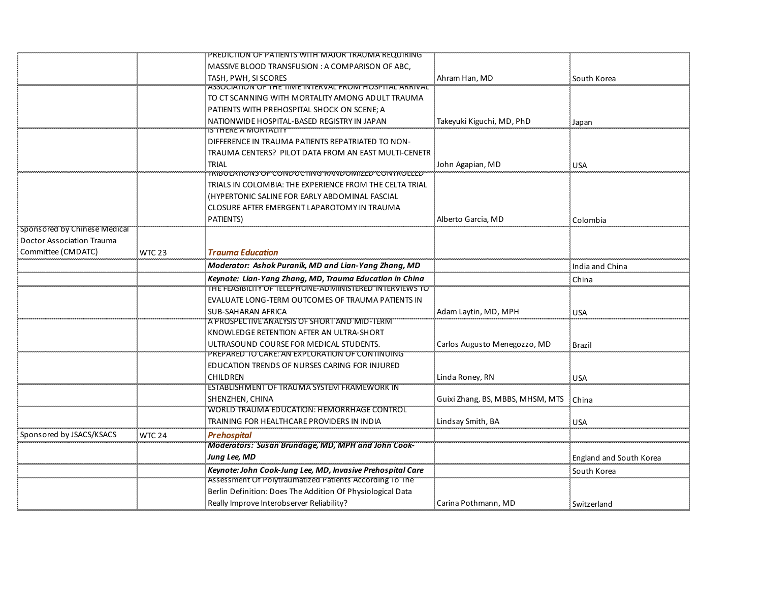| | | | | |
|---|---|---|---|---|
| | | PREDICTION OF PATIENTS WITH MAJOR TRAUMA REQUIRING MASSIVE BLOOD TRANSFUSION : A COMPARISON OF ABC, TASH, PWH, SI SCORES | Ahram Han, MD | South Korea |
| | | ASSOCIATION OF THE TIME INTERVAL FROM HOSPITAL ARRIVAL TO CT SCANNING WITH MORTALITY AMONG ADULT TRAUMA PATIENTS WITH PREHOSPITAL SHOCK ON SCENE; A NATIONWIDE HOSPITAL-BASED REGISTRY IN JAPAN | Takeyuki Kiguchi, MD, PhD | Japan |
| | | IS THERE A MORTALITY DIFFERENCE IN TRAUMA PATIENTS REPATRIATED TO NON-TRAUMA CENTERS? PILOT DATA FROM AN EAST MULTI-CENETR TRIAL | John Agapian, MD | USA |
| | | TRIBULATIONS OF CONDUCTING RANDOMIZED CONTROLLED TRIALS IN COLOMBIA: THE EXPERIENCE FROM THE CELTA TRIAL (HYPERTONIC SALINE FOR EARLY ABDOMINAL FASCIAL CLOSURE AFTER EMERGENT LAPAROTOMY IN TRAUMA PATIENTS) | Alberto Garcia, MD | Colombia |
| Sponsored by Chinese Medical Doctor Association Trauma Committee (CMDATC) | WTC 23 | ***Trauma Education*** | | |
| | | ***Moderator: Ashok Puranik, MD and Lian-Yang Zhang, MD*** | | India and China |
| | | ***Keynote: Lian-Yang Zhang, MD, Trauma Education in China*** | | China |
| | | THE FEASIBILITY OF TELEPHONE-ADMINISTERED INTERVIEWS TO EVALUATE LONG-TERM OUTCOMES OF TRAUMA PATIENTS IN SUB-SAHARAN AFRICA | Adam Laytin, MD, MPH | USA |
| | | A PROSPECTIVE ANALYSIS OF SHORT AND MID-TERM KNOWLEDGE RETENTION AFTER AN ULTRA-SHORT ULTRASOUND COURSE FOR MEDICAL STUDENTS. | Carlos Augusto Menegozzo, MD | Brazil |
| | | PREPARED TO CARE: AN EXPLORATION OF CONTINUING EDUCATION TRENDS OF NURSES CARING FOR INJURED CHILDREN | Linda Roney, RN | USA |
| | | ESTABLISHMENT OF TRAUMA SYSTEM FRAMEWORK IN SHENZHEN, CHINA | Guixi Zhang, BS, MBBS, MHSM, MTS | China |
| | | WORLD TRAUMA EDUCATION: HEMORRHAGE CONTROL TRAINING FOR HEALTHCARE PROVIDERS IN INDIA | Lindsay Smith, BA | USA |
| Sponsored by JSACS/KSACS | WTC 24 | ***Prehospital*** | | |
| | | ***Moderators: Susan Brundage, MD, MPH and John Cook-Jung Lee, MD*** | | England and South Korea |
| | | ***Keynote: John Cook-Jung Lee, MD, Invasive Prehospital Care*** | | South Korea |
| | | Assessment Of Polytraumatized Patients According To The Berlin Definition: Does The Addition Of Physiological Data Really Improve Interobserver Reliability? | Carina Pothmann, MD | Switzerland |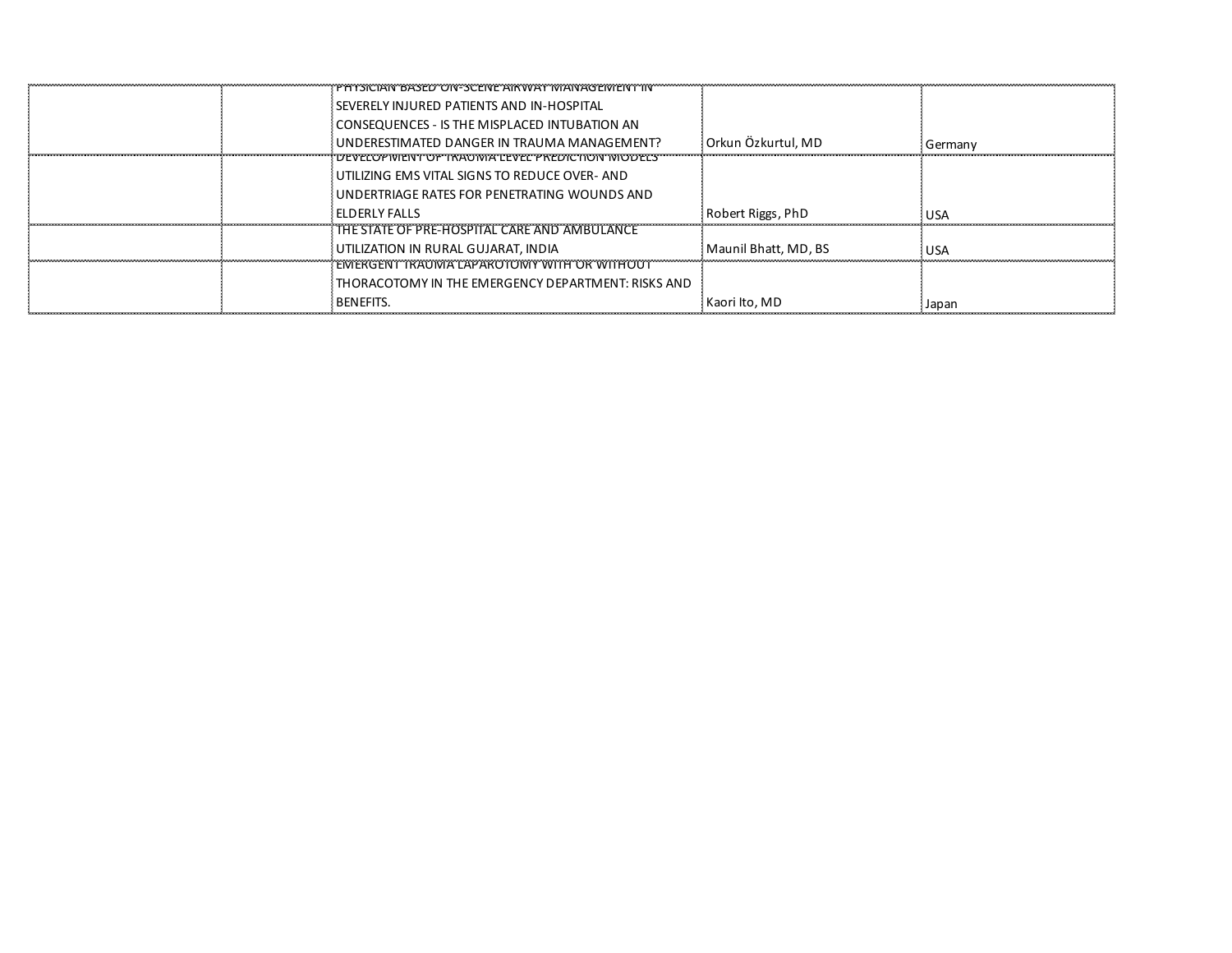| | | | | |
|---|---|---|---|---|
| | | PHYSICIAN BASED ON-SCENE AIRWAY MANAGEMENT IN SEVERELY INJURED PATIENTS AND IN-HOSPITAL CONSEQUENCES - IS THE MISPLACED INTUBATION AN UNDERESTIMATED DANGER IN TRAUMA MANAGEMENT? | Orkun Özkurtul, MD | Germany |
| | | DEVELOPMENT OF TRAUMA LEVEL PREDICTION MODELS UTILIZING EMS VITAL SIGNS TO REDUCE OVER- AND UNDERTRIAGE RATES FOR PENETRATING WOUNDS AND ELDERLY FALLS | Robert Riggs, PhD | USA |
| | | THE STATE OF PRE-HOSPITAL CARE AND AMBULANCE UTILIZATION IN RURAL GUJARAT, INDIA | Maunil Bhatt, MD, BS | USA |
| | | EMERGENT TRAUMA LAPAROTOMY WITH OR WITHOUT THORACOTOMY IN THE EMERGENCY DEPARTMENT: RISKS AND BENEFITS. | Kaori Ito, MD | Japan |